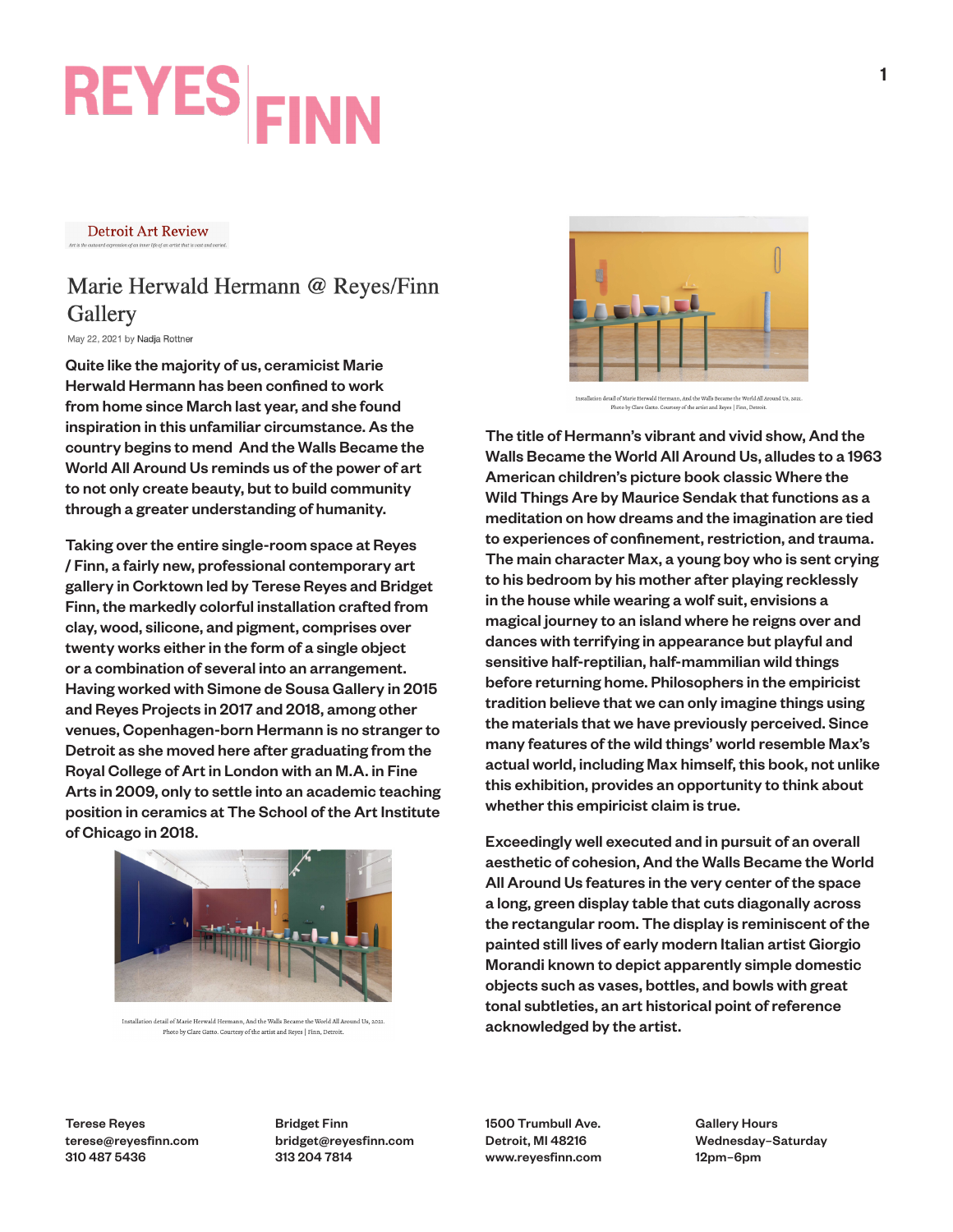# REYES | FINN

Detroit Art Review

*Art is the outward expression of an inner life of an artist that is vast and varied.*

## Marie Herwald Hermann @ Reyes/Finn Gallery

May 22, 2021 by Nadja Rottner

Quite like the majority of us, ceramicist Marie Herwald Hermann has been confined to work from home since March last year, and she found inspiration in this unfamiliar circumstance. As the country begins to mend And the Walls Became the World All Around Us reminds us of the power of art to not only create beauty, but to build community through a greater understanding of humanity.

Taking over the entire single-room space at Reyes / Finn, a fairly new, professional contemporary art gallery in Corktown led by Terese Reyes and Bridget Finn, the markedly colorful installation crafted from clay, wood, silicone, and pigment, comprises over twenty works either in the form of a single object or a combination of several into an arrangement. Having worked with Simone de Sousa Gallery in 2015 and Reyes Projects in 2017 and 2018, among other venues, Copenhagen-born Hermann is no stranger to Detroit as she moved here after graduating from the Royal College of Art in London with an M.A. in Fine Arts in 2009, only to settle into an academic teaching position in ceramics at The School of the Art Institute of Chicago in 2018.

Installation detail of Marie Herwald Hermann, And the Walls Became the World All Around Us, 2021. Photo by Clare Gatto. Courtesy of the artist and Reyes | Finn, Detroit.

Installation detail of Marie Herwald Hermann, And the Walls Became the World All Around Us, 2021. Photo by Clare Gatto. Courtesy of the artist and Reyes | Finn, Detroit.

The title of Hermann's vibrant and vivid show, And the Walls Became the World All Around Us, alludes to a 1963 American children's picture book classic Where the Wild Things Are by Maurice Sendak that functions as a meditation on how dreams and the imagination are tied to experiences of confinement, restriction, and trauma. The main character Max, a young boy who is sent crying to his bedroom by his mother after playing recklessly in the house while wearing a wolf suit, envisions a magical journey to an island where he reigns over and dances with terrifying in appearance but playful and sensitive half-reptilian, half-mammilian wild things before returning home. Philosophers in the empiricist tradition believe that we can only imagine things using the materials that we have previously perceived. Since many features of the wild things' world resemble Max's actual world, including Max himself, this book, not unlike this exhibition, provides an opportunity to think about whether this empiricist claim is true.

Exceedingly well executed and in pursuit of an overall aesthetic of cohesion, And the Walls Became the World All Around Us features in the very center of the space a long, green display table that cuts diagonally across the rectangular room. The display is reminiscent of the painted still lives of early modern Italian artist Giorgio Morandi known to depict apparently simple domestic objects such as vases, bottles, and bowls with great tonal subtleties, an art historical point of reference acknowledged by the artist.

Terese Reyes
terese@reyesfinn.com
310 487 5436

Bridget Finn
bridget@reyesfinn.com
313 204 7814

1500 Trumbull Ave.
Detroit, MI 48216
www.reyesfinn.com

Gallery Hours
Wednesday–Saturday
12pm–6pm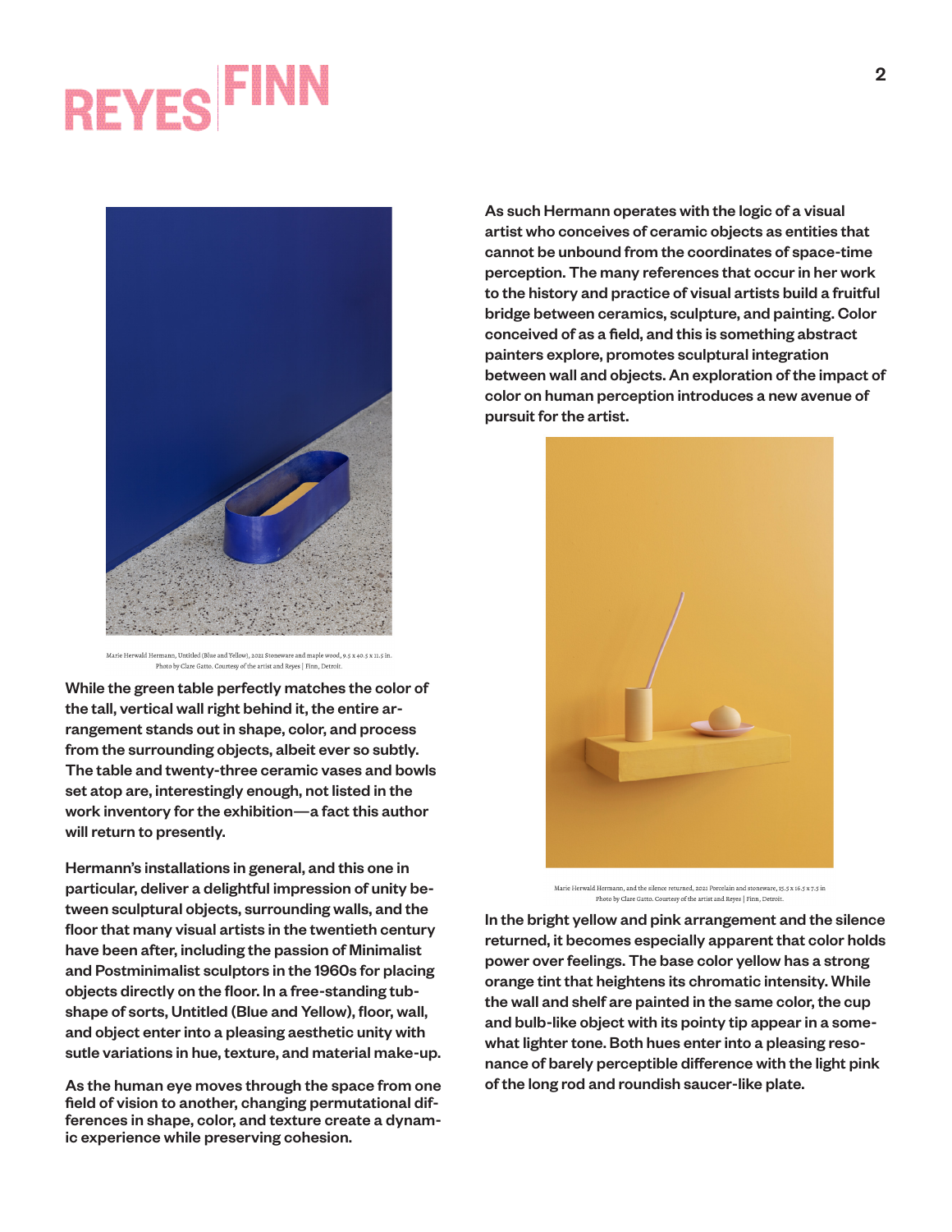Marie Herwald Hermann, Untitled (Blue and Yellow), 2021 Stoneware and maple wood, 9.5 x 40.5 x 11.5 in. Photo by Clare Gatto. Courtesy of the artist and Reyes | Finn, Detroit.

While the green table perfectly matches the color of the tall, vertical wall right behind it, the entire arrangement stands out in shape, color, and process from the surrounding objects, albeit ever so subtly. The table and twenty-three ceramic vases and bowls set atop are, interestingly enough, not listed in the work inventory for the exhibition—a fact this author will return to presently.

Hermann's installations in general, and this one in particular, deliver a delightful impression of unity between sculptural objects, surrounding walls, and the floor that many visual artists in the twentieth century have been after, including the passion of Minimalist and Postminimalist sculptors in the 1960s for placing objects directly on the floor. In a free-standing tub-shape of sorts, Untitled (Blue and Yellow), floor, wall, and object enter into a pleasing aesthetic unity with sutle variations in hue, texture, and material make-up.

As the human eye moves through the space from one field of vision to another, changing permutational differences in shape, color, and texture create a dynamic experience while preserving cohesion.

As such Hermann operates with the logic of a visual artist who conceives of ceramic objects as entities that cannot be unbound from the coordinates of space-time perception. The many references that occur in her work to the history and practice of visual artists build a fruitful bridge between ceramics, sculpture, and painting. Color conceived of as a field, and this is something abstract painters explore, promotes sculptural integration between wall and objects. An exploration of the impact of color on human perception introduces a new avenue of pursuit for the artist.

Marie Herwald Hermann, and the silence returned, 2021 Porcelain and stoneware, 15.5 x 16.5 x 7.5 in Photo by Clare Gatto. Courtesy of the artist and Reyes | Finn, Detroit.

In the bright yellow and pink arrangement and the silence returned, it becomes especially apparent that color holds power over feelings. The base color yellow has a strong orange tint that heightens its chromatic intensity. While the wall and shelf are painted in the same color, the cup and bulb-like object with its pointy tip appear in a somewhat lighter tone. Both hues enter into a pleasing resonance of barely perceptible difference with the light pink of the long rod and roundish saucer-like plate.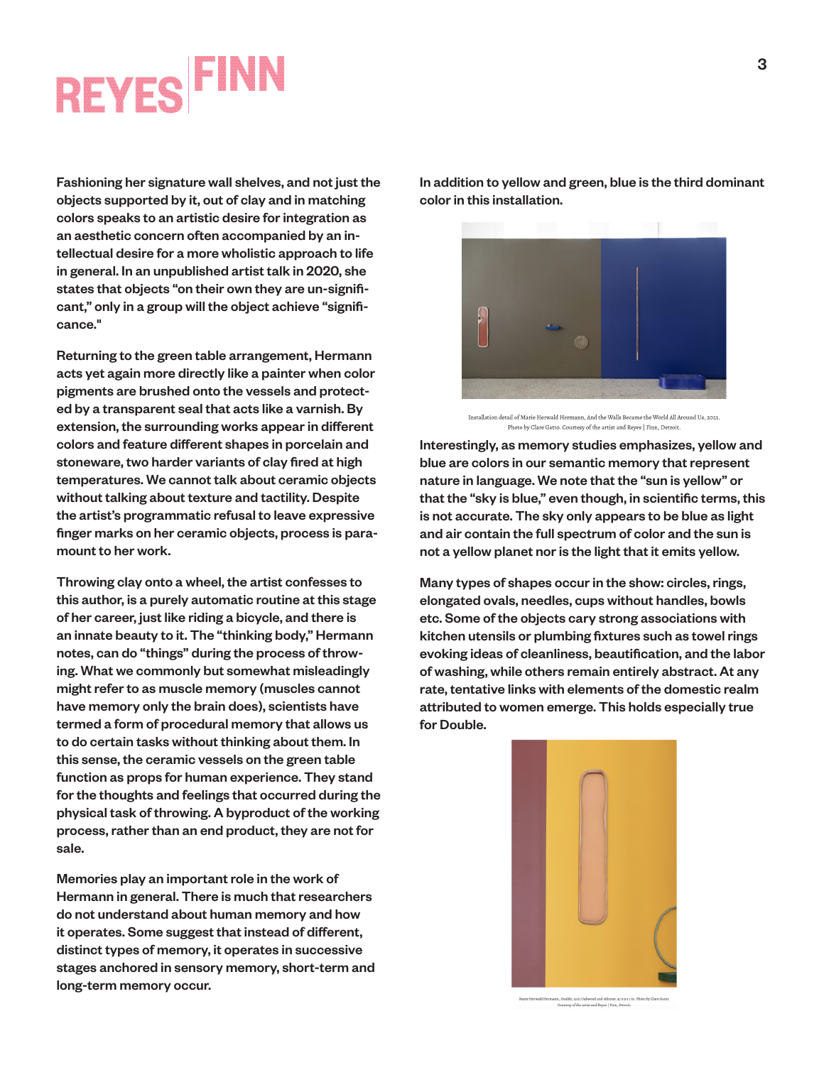Fashioning her signature wall shelves, and not just the objects supported by it, out of clay and in matching colors speaks to an artistic desire for integration as an aesthetic concern often accompanied by an intellectual desire for a more wholistic approach to life in general. In an unpublished artist talk in 2020, she states that objects "on their own they are un-significant," only in a group will the object achieve "significance."

Returning to the green table arrangement, Hermann acts yet again more directly like a painter when color pigments are brushed onto the vessels and protected by a transparent seal that acts like a varnish. By extension, the surrounding works appear in different colors and feature different shapes in porcelain and stoneware, two harder variants of clay fired at high temperatures. We cannot talk about ceramic objects without talking about texture and tactility. Despite the artist's programmatic refusal to leave expressive finger marks on her ceramic objects, process is paramount to her work.

Throwing clay onto a wheel, the artist confesses to this author, is a purely automatic routine at this stage of her career, just like riding a bicycle, and there is an innate beauty to it. The "thinking body," Hermann notes, can do "things" during the process of throwing. What we commonly but somewhat misleadingly might refer to as muscle memory (muscles cannot have memory only the brain does), scientists have termed a form of procedural memory that allows us to do certain tasks without thinking about them. In this sense, the ceramic vessels on the green table function as props for human experience. They stand for the thoughts and feelings that occurred during the physical task of throwing. A byproduct of the working process, rather than an end product, they are not for sale.

Memories play an important role in the work of Hermann in general. There is much that researchers do not understand about human memory and how it operates. Some suggest that instead of different, distinct types of memory, it operates in successive stages anchored in sensory memory, short-term and long-term memory occur.

In addition to yellow and green, blue is the third dominant color in this installation.

Installation detail of Marie Herwald Hermann, *And the Walls Became the World All Around Us*, 2021. Photo by Clare Gatto. Courtesy of the artist and Reyes | Finn, Detroit.

Interestingly, as memory studies emphasizes, yellow and blue are colors in our semantic memory that represent nature in language. We note that the "sun is yellow" or that the "sky is blue," even though, in scientific terms, this is not accurate. The sky only appears to be blue as light and air contain the full spectrum of color and the sun is not a yellow planet nor is the light that it emits yellow.

Many types of shapes occur in the show: circles, rings, elongated ovals, needles, cups without handles, bowls etc. Some of the objects cary strong associations with kitchen utensils or plumbing fixtures such as towel rings evoking ideas of cleanliness, beautification, and the labor of washing, while others remain entirely abstract. At any rate, tentative links with elements of the domestic realm attributed to women emerge. This holds especially true for Double.

Marie Herwald Hermann, Double, 2021 Oakwood and silicone, 47 x 9 x 1 in. Photo by Clare Gatto. Courtesy of the artist and Reyes | Finn, Detroit.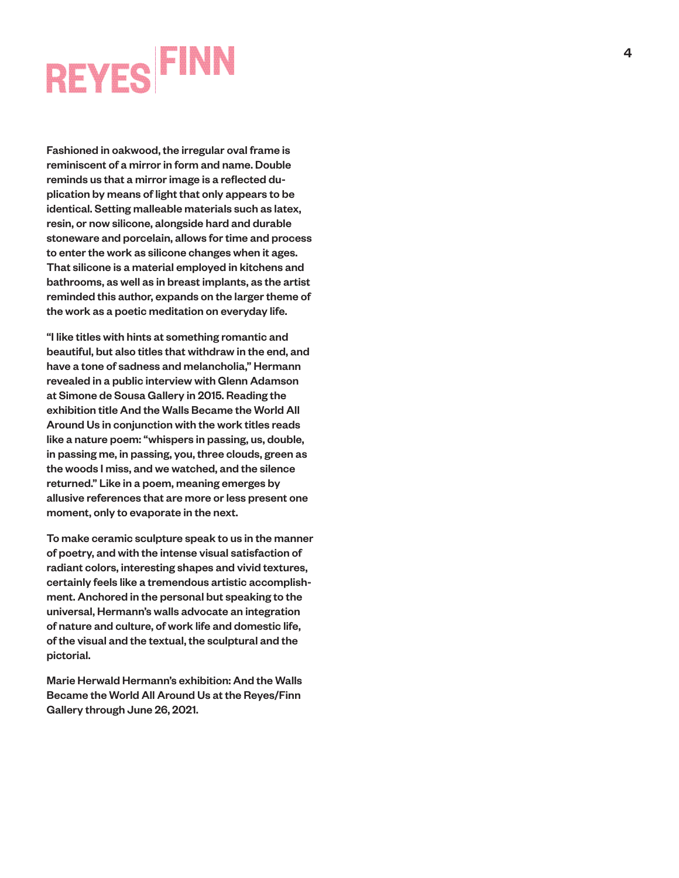Fashioned in oakwood, the irregular oval frame is reminiscent of a mirror in form and name. Double reminds us that a mirror image is a reflected duplication by means of light that only appears to be identical. Setting malleable materials such as latex, resin, or now silicone, alongside hard and durable stoneware and porcelain, allows for time and process to enter the work as silicone changes when it ages. That silicone is a material employed in kitchens and bathrooms, as well as in breast implants, as the artist reminded this author, expands on the larger theme of the work as a poetic meditation on everyday life.

"I like titles with hints at something romantic and beautiful, but also titles that withdraw in the end, and have a tone of sadness and melancholia," Hermann revealed in a public interview with Glenn Adamson at Simone de Sousa Gallery in 2015. Reading the exhibition title And the Walls Became the World All Around Us in conjunction with the work titles reads like a nature poem: "whispers in passing, us, double, in passing me, in passing, you, three clouds, green as the woods I miss, and we watched, and the silence returned." Like in a poem, meaning emerges by allusive references that are more or less present one moment, only to evaporate in the next.

To make ceramic sculpture speak to us in the manner of poetry, and with the intense visual satisfaction of radiant colors, interesting shapes and vivid textures, certainly feels like a tremendous artistic accomplishment. Anchored in the personal but speaking to the universal, Hermann's walls advocate an integration of nature and culture, of work life and domestic life, of the visual and the textual, the sculptural and the pictorial.

Marie Herwald Hermann's exhibition: And the Walls Became the World All Around Us at the Reyes/Finn Gallery through June 26, 2021.